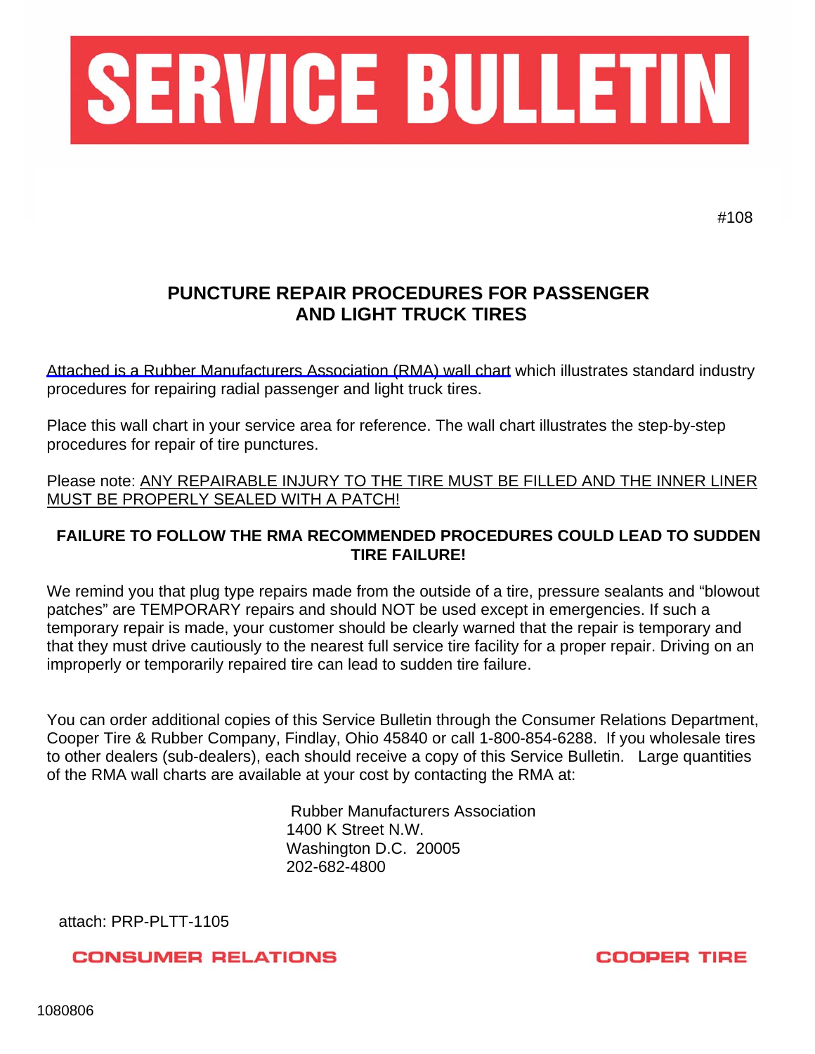# SERVICE BULLETIN

#108

## PUNCTURE REPAIR PROCEDURES FOR PASSENGER AND LIGHT TRUCK TIRES

Attached is a Rubber Manufacturers Association (RMA) wall chart which illustrates standard industry procedures for repairing radial passenger and light truck tires.

Place this wall chart in your service area for reference. The wall chart illustrates the step-by-step procedures for repair of tire punctures.

Please note: ANY REPAIRABLE INJURY TO THE TIRE MUST BE FILLED AND THE INNER LINER MUST BE PROPERLY SEALED WITH A PATCH!

**FAILURE TO FOLLOW THE RMA RECOMMENDED PROCEDURES COULD LEAD TO SUDDEN TIRE FAILURE!**

We remind you that plug type repairs made from the outside of a tire, pressure sealants and "blowout patches" are TEMPORARY repairs and should NOT be used except in emergencies. If such a temporary repair is made, your customer should be clearly warned that the repair is temporary and that they must drive cautiously to the nearest full service tire facility for a proper repair. Driving on an improperly or temporarily repaired tire can lead to sudden tire failure.

You can order additional copies of this Service Bulletin through the Consumer Relations Department, Cooper Tire & Rubber Company, Findlay, Ohio 45840 or call 1-800-854-6288. If you wholesale tires to other dealers (sub-dealers), each should receive a copy of this Service Bulletin. Large quantities of the RMA wall charts are available at your cost by contacting the RMA at:

Rubber Manufacturers Association
1400 K Street N.W.
Washington D.C. 20005
202-682-4800

attach: PRP-PLTT-1105

CONSUMER RELATIONS

COOPER TIRE

1080806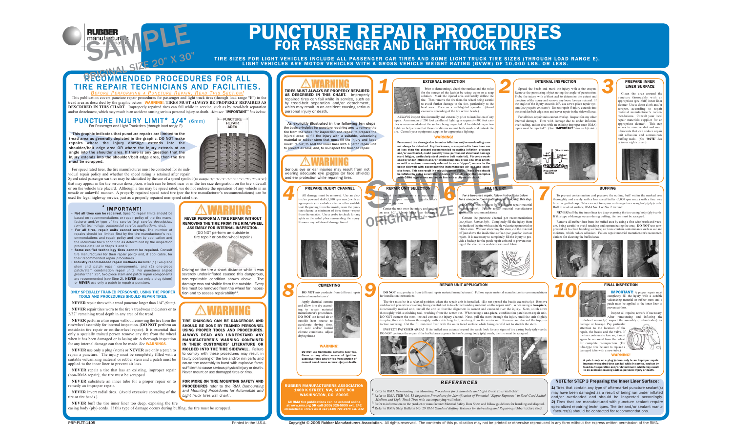# PUNCTURE REPAIR PROCEDURES
## FOR PASSENGER AND LIGHT TRUCK TIRES

TIRE SIZES FOR LIGHT VEHICLES INCLUDE ALL PASSENGER CAR TIRES AND SOME LIGHT TRUCK TIRE SIZES (THROUGH LOAD RANGE E). LIGHT VEHICLES ARE MOTOR VEHICLES WITH A GROSS VEHICLE WEIGHT RATING (GVWR) OF 10,000 LBS. OR LESS.

SAMPLE — ORIGINAL SIZE 20" X 30"

## RECOMMENDED PROCEDURES FOR ALL TIRE REPAIR TECHNICIANS AND FACILITIES.

*BEFORE PERFORMING A PUNCTURE REPAIR, READ THIS SECTION!*

This publication covers puncture repair procedures for passenger and light truck tires (through load range "E") in the tread area as described by the graphic below. **WARNING!: TIRES MUST ALWAYS BE PROPERLY REPAIRED AS DESCRIBED IN THIS CHART.** Improperly repaired tires can fail while in service, such as by tread-belt separation and/or detachment, which may result in an accident causing serious personal injury or death. *Also see "***IMPORTANT***" box below.*

### PUNCTURE INJURY LIMIT* 1/4" (6mm)

For Passenger and Light Truck tires (through load range E)

PUNCTURE REPAIR AREA

**This graphic indicates that puncture repairs are limited to the tread area as generally depicted in the graphic. DO NOT make repairs where the injury damage extends into the shoulder/belt edge area OR where the injury extends at an angle into the shoulder area. If there is any question that the injury extends into the shoulder/belt edge area, then the tire must be scrapped.**

For speed rated tires, the tire manufacturer must be contacted for its individual repair policy and whether the speed rating is retained after repair.

Speed rated passenger car tires may be identified by the use of a speed symbol (for example: "Q", "S", "T", "U", "H", "V", "W", "Y", or "Z") that may appear in the tire service description, which can be found near or in the tire size designation on the tire sidewall or on the vehicle tire placard. Although a tire may be speed rated, we do not endorse the operation of any vehicle in an unsafe or unlawful manner. A properly repaired speed rated tire (per the tire manufacturer's recommendations) can be used for legal highway service, just as a properly repaired non-speed rated tire.

### * IMPORTANT!

- **Not all tires can be repaired.** Specific repair limits should be based on recommendations or repair policy of the tire manufacturer and/or type of tire service (*e.g. service description, run-flat technology, commercial service applications, etc.*).
- **For all tires, repair units cannot overlap.** The number of repairs should be limited first by the tire manufacturer's recommendations and repair policy and then by application and the individual tire's condition as determined by the inspection process detailed in Steps 1 and 2.
- **Some run-flat technology tires cannot be repaired.** Consult tire manufacturer for their repair policy and, if applicable, for their recommended repair procedures.
- **Industry recommended repair methods include:** (1) Two-piece stem and patch repair components, and (2) one-piece patch/stem combination repair units. For punctures angled greater than 25°, two-piece stem and patch repair components are recommended (see Step 2). **NEVER** use only a plug (stem) or **NEVER** use only a patch to repair a puncture.

### ⚠ WARNING

**NEVER PERFORM A TIRE REPAIR WITHOUT REMOVING THE TIRE FROM THE RIM/WHEEL ASSEMBLY FOR INTERNAL INSPECTION.**

(DO NOT perform an outside-in tire repair or on-the-wheel repair.)

Driving on the tire a short distance while it was severely under-inflated caused this dangerous, non-repairable condition shown above. The damage was not visible from the outside. Every tire must be removed from the wheel for inspection and to assess repairability[1,2].

**ONLY SPECIALLY TRAINED PERSONNEL USING THE PROPER TOOLS AND PROCEDURES SHOULD REPAIR TIRES.**

**NEVER** repair tires with a tread puncture larger than 1/4" *(6mm)*.

**NEVER** repair tires worn to the tire's treadwear indicators or to 2/32" remaining tread depth in any area of the tread.

**NEVER** perform a tire repair without removing the tire from the rim/wheel assembly for internal inspection. (**DO NOT** perform an outside-in tire repair or on-the-wheel repair.) It is essential that only a specially trained person remove any tire from the wheel when it has been damaged or is losing air. A thorough inspection for any internal damage can then be made. *See* **WARNINGS**.

**NEVER** use only a plug (stem) or **NEVER** use only a patch to repair a puncture. The injury must be completely filled with a suitable vulcanizing material or rubber stem and a patch must be applied to the inner liner to prevent air loss.

**NEVER** repair a tire that has an existing, improper repair (non-RMA repair); the tire must be scrapped.

**NEVER** substitute an inner tube for a proper repair or to remedy an improper repair.

**NEVER** invert radial tires. (Avoid excessive spreading of the tire or tire beads.)

**NEVER** buff the tire inner liner too deep, exposing the tire casing body (ply) cords. If this type of damage occurs during buffing, the tire must be scrapped.

### ⚠ WARNING

**TIRE CHANGING CAN BE DANGEROUS AND SHOULD BE DONE BY TRAINED PERSONNEL USING PROPER TOOLS AND PROCEDURES. ALWAYS READ AND UNDERSTAND ANY MANUFACTURER'S WARNING CONTAINED IN THEIR CUSTOMERS' LITERATURE OR MOLDED INTO THE TIRE SIDEWALL.** Failure to comply with these procedures may result in faulty positioning of the tire and/or rim parts and cause the assembly to burst with explosive force, sufficient to cause serious physical injury or death. Never mount or use damaged tires or rims.

**FOR MORE ON TIRE MOUNTING SAFETY AND PROCEDURES** refer to the RMA *Demounting and Mounting Procedures for Automobile and Light Truck Tires* wall chart[1].

### ⚠ WARNING

**TIRES MUST ALWAYS BE PROPERLY REPAIRED AS DESCRIBED IN THIS CHART.** Improperly repaired tires can fail while in service, such as by tread-belt separation and/or detachment, which may result in an accident causing serious personal injury or death.

**As explicitly illustrated in the following ten steps, the basic principles for puncture repairing are: to remove the tire from the wheel for inspection and repair; to prepare the injured area; to fill the injury with a suitable, vulcanizing material or rubber stem that must fill the injury and keep moisture out; to seal the inner liner with a patch repair unit to prevent air loss; and, to re-inspect the finished repair.**

### ⚠ WARNING

Serious eye or ear injuries may result from not wearing adequate eye goggles (or face shields) and ear protection while repairing tires.

### 1 EXTERNAL INSPECTION

Prior to demounting[1], check tire surface and the valve for the source of the leak(s) by using water or a soap solution. Mark the injured area and totally deflate the tire. Then remove the tire from the wheel being careful to avoid further damage to the tire, particularly to the bead area. Place on a well-lighted spreader. (Avoid excessive spreading of the tire or tire beads.)

ALWAYS inspect tires internally and externally prior to installation of any repair. A minimum of 200 foot candles of lighting is required—300 foot candles is recommended—at the surface being inspected. A hand-held inspection light can help ensure that these conditions are met both inside and outside the tire. Consult your equipment supplier for appropriate lighting.

**WARNING!**

**Permanent tire damage due to under inflation and/or overloading cannot always be detected. Any tire known, or suspected to have been run at less than the placard recommended operating inflation pressure and/or overloaded, could possibly have permanent structural damage (cord fatigue, particularly steel cords or belt material). Ply cords weakened by under inflation and/or overloading may break one after another until a rupture, commonly referred to as a "zipper", occurs in the upper sidewall with accompanying instantaneous air loss and explosive force. This can result in serious injury or death. These tires should be inflated by using a restraining device (or safety cage) that complies with OSHA regulations and an air line with a clip-on air chuck[2].**

### 2 INTERNAL INSPECTION

Spread the beads and mark the injury with a tire crayon. Remove the puncturing object noting the angle of penetration. Probe the injury with a blunt awl to determine the extent and direction of the injury and remove any loose foreign material. If the angle of the injury exceeds 25°, use a two-piece repair system (*see graphic at center*). Do not repair if injury extends into the shoulder/belt edge area and never repair in the sidewall area.

For all tires, repair units cannot overlap. Inspect for any other internal damage. Tires with damage due to under inflation, overloading, and/or tires with an existing improper (non-RMA) repair must be rejected[1,2]. (*See "***IMPORTANT***" box on left side.*)

Angle up to 25° or greater; Injury; Buff; Outside; Repair Unit (patch)

### 3 PREPARE INNER LINER SURFACE

Clean the area around the puncture thoroughly with an appropriate (pre-buff) inner liner cleaner. Use a clean cloth and/or scraper, according to repair material manufacturer's recommendations. Consult your local repair materials supplier for an appropriate cleaner[3]. This step serves to remove dirt and mold lubricants that can reduce repair unit adhesion and contaminate buffing tools. (*See "***NOTE***" box at lower right corner.*)

### 4 PREPARE INJURY CHANNEL

All damage must be removed. Use an electric/air powered drill (1,200 rpm max.) with an appropriate size carbide cutter or other suitable tool. Beginning from the inside, ream the puncture channel a minimum of three times—repeat from the outside. Use a probe to check for any splits in the radial plies surrounding the injury. Remove any additional damage found.

### 5 REPAIR UNIT SELECTION

Select the appropriate size repair unit, based on repair material manufacturer's recommendations.

Center the unit over the injury and outline an area 1/2" (13mm) larger than the repair unit for buffing (will not remove the marked outline).

### 6 FILL INJURY

*For a two-piece repair, follow instructions below.*
*For a one-piece (combination repair unit), skip this step.*

**DO NOT** mix products from different repair material manufacturers[3]. Follow repair material manufacturer's application recommendations.

Cement the puncture channel per recommendations (*see photo, bottom left*). Completely fill the injury from the inside of the tire with a suitable vulcanizing material or rubber stem. Without stretching the stem, cut the material off just above the inside tire surface (*see graphic, bottom right*). It is necessary to completely fill the injury to provide a backup for the patch repair unit and to prevent rusting of the steel wires or deterioration of fabric.

### 7 BUFFING

To prevent contamination and preserve the outline, buff within the marked area thoroughly and evenly with a low speed buffer (5,000 rpm max.) with a fine wire brush or gritted rasp. Take care not to expose or damage tire casing body (ply) cords. Buff to a velvet surface; RMA No. 1 or No. 2 texture[4].

**NEVER** buff the tire inner liner too deep exposing the tire casing body (ply) cords. If this type of damage occurs during buffing, the tire must be scrapped.

Remove all rubber dust from the buffed area by using a fine wire brush and vacuum, being careful to avoid touching and contaminating the area. **DO NOT** use compressed air to clean bonding surfaces; air lines contain contaminants such as oil and moisture, which reduce adhesion. Follow repair material manufacturer's recommendations for cleaning the buffed area.

### 8 CEMENTING

**DO NOT** mix products from different repair material manufacturers[3].

Apply chemical cement and allow it to dry according to repair material manufacturer's procedures. **DO NOT** use forced air or outside heat source to accelerate drying time. (In cold and/or humid climate conditions, adjust drying time.)

**WARNING!**

**DO NOT use flammable cements near fire, flame or any other source of ignition. Explosive force and/or fire from ignition of cement could cause serious injury or death.**

### 9 REPAIR UNIT APPLICATION

**DO NOT** mix products from different repair material manufacturers[3]. Follow repair material manufacturer's recommendations for installation instructions.

The tire must be in a relaxed position when the repair unit is installed. (Do not spread the beads excessively.) Remove and discard protective covering being careful not to touch the bonding material on the repair unit[3]. When using a **two-piece**, directionally marked unit, install the unit so that the alignment is correct and centered over the injury. Next, stitch down thoroughly with a stitching tool, working from the center out. When using a **one-piece**, combination patch/stem repair unit, DO NOT cement the stem, instead cement the injury channel. Next, pull the stem through the injury until the unit slightly dimples, then stitch down thoroughly with a stitching tool, working from the center out. Remove and discard the top protective covering. Cut the fill material flush with the outer tread surface while being careful not to stretch the stem.

**INSPECT PATCHED AREA!** If the buffed area extends beyond the patch, look for any signs of tire casing body (ply) cords. DO NOT continue the repair if the buffed area exposes the tire's casing body (ply) cords; the tire must be scrapped.

### 10 FINAL INSPECTION

**IMPORTANT!** A proper repair must completely fill the injury with a suitable vulcanizing material or rubber stem and a patch must be applied to the inner liner to prevent air loss.

Inspect all repairs; rework if necessary. After remounting and inflating the tire/wheel assembly[1], inspect the assembly (tire/rim/valve) for damage or leakage. Pay particular attention to the location of the repair, the beads and the valve. If the tire continues to lose air, it must again be removed from the wheel for complete re-inspection. (For tube-type tires be sure to replace a damaged tube with a new tube.)

**WARNING!**

**A patch only or a plug (stem) only is an improper repair. Improperly repaired tires can fail while in service, such as by tread-belt separation and/or detachment, which may result in an accident causing serious personal injury or death.**

**RUBBER MANUFACTURERS ASSOCIATION**
**1400 K STREET, NW, SUITE 900**
**WASHINGTON, DC 20005**

All RMA the publications can be ordered online at www.rma.org OR call (800) 325-5095 ext. 242
International orders must call (330) 723-2378 ext. 242

### REFERENCES

[1] Refer to RMA *Demounting and Mounting Procedures for Automobile and Light Truck Tires* wall chart.
[2] Refer to RMA TISB Vol. 33 *Inspection Procedures for Identification of Potential "Zipper Ruptures" in Steel Cord Radial Medium and Light Truck Tires* with accompanying wall chart.
[3] Refer to information on the product or manufacturer Material Safety Data Sheet and follow guidelines for handling and disposal.
[4] Refer to RMA Shop Bulletin No. 29 *RMA Standard Buffing Textures for Retreading and Repairing* rubber texture sheet.

### NOTE for STEP 3 Preparing the Inner Liner Surface:

**1)** Tires that contain any type of aftermarket puncture sealant(s) may have been damaged as a result of being run under inflated and/or overloaded and should be inspected accordingly. **2)** Tires that are manufactured with puncture sealant require specialized repairing techniques. The tire and/or sealant manufacturer(s) should be contacted for recommendations.

PRP-PLTT-1105

Printed in the U.S.A.

**Copyright © 2005 Rubber Manufacturers Association.** All rights reserved. The contents of this publication may not be printed or otherwise reproduced in any form without the express written permission of the RMA.